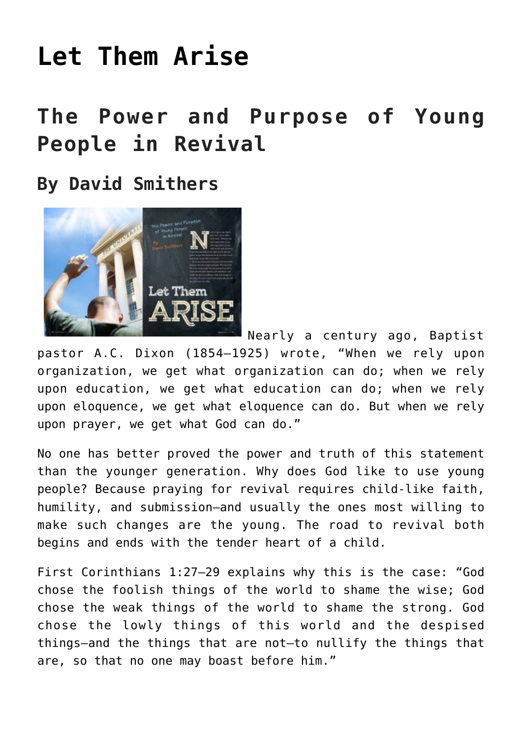# Let Them Arise

## The Power and Purpose of Young People in Revival

### By David Smithers

Nearly a century ago, Baptist pastor A.C. Dixon (1854–1925) wrote, "When we rely upon organization, we get what organization can do; when we rely upon education, we get what education can do; when we rely upon eloquence, we get what eloquence can do. But when we rely upon prayer, we get what God can do."

No one has better proved the power and truth of this statement than the younger generation. Why does God like to use young people? Because praying for revival requires child-like faith, humility, and submission—and usually the ones most willing to make such changes are the young. The road to revival both begins and ends with the tender heart of a child.

First Corinthians 1:27–29 explains why this is the case: "God chose the foolish things of the world to shame the wise; God chose the weak things of the world to shame the strong. God chose the lowly things of this world and the despised things—and the things that are not—to nullify the things that are, so that no one may boast before him."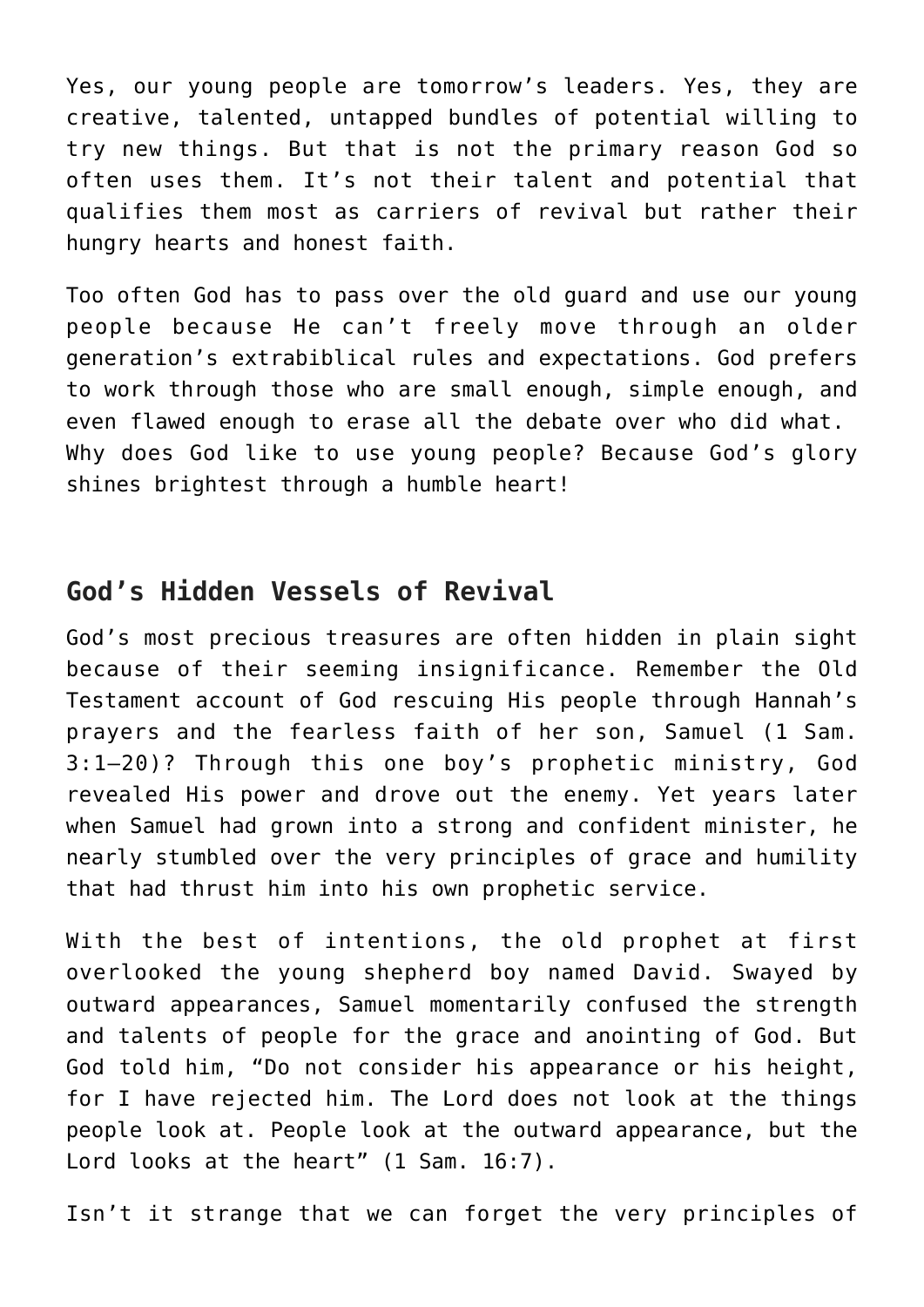Yes, our young people are tomorrow's leaders. Yes, they are creative, talented, untapped bundles of potential willing to try new things. But that is not the primary reason God so often uses them. It's not their talent and potential that qualifies them most as carriers of revival but rather their hungry hearts and honest faith.

Too often God has to pass over the old guard and use our young people because He can't freely move through an older generation's extrabiblical rules and expectations. God prefers to work through those who are small enough, simple enough, and even flawed enough to erase all the debate over who did what. Why does God like to use young people? Because God's glory shines brightest through a humble heart!

## God's Hidden Vessels of Revival

God's most precious treasures are often hidden in plain sight because of their seeming insignificance. Remember the Old Testament account of God rescuing His people through Hannah's prayers and the fearless faith of her son, Samuel (1 Sam. 3:1–20)? Through this one boy's prophetic ministry, God revealed His power and drove out the enemy. Yet years later when Samuel had grown into a strong and confident minister, he nearly stumbled over the very principles of grace and humility that had thrust him into his own prophetic service.

With the best of intentions, the old prophet at first overlooked the young shepherd boy named David. Swayed by outward appearances, Samuel momentarily confused the strength and talents of people for the grace and anointing of God. But God told him, "Do not consider his appearance or his height, for I have rejected him. The Lord does not look at the things people look at. People look at the outward appearance, but the Lord looks at the heart" (1 Sam. 16:7).

Isn't it strange that we can forget the very principles of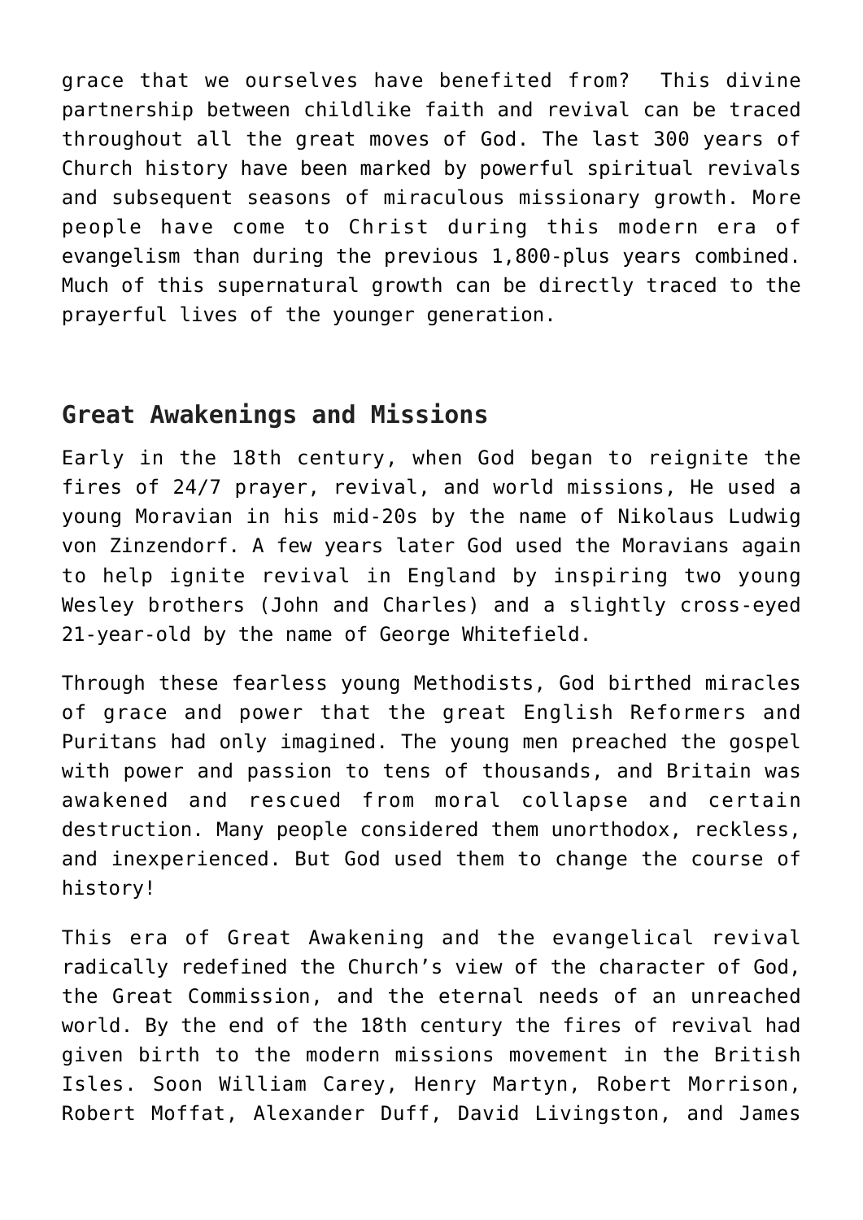grace that we ourselves have benefited from? This divine partnership between childlike faith and revival can be traced throughout all the great moves of God. The last 300 years of Church history have been marked by powerful spiritual revivals and subsequent seasons of miraculous missionary growth. More people have come to Christ during this modern era of evangelism than during the previous 1,800-plus years combined. Much of this supernatural growth can be directly traced to the prayerful lives of the younger generation.

## Great Awakenings and Missions

Early in the 18th century, when God began to reignite the fires of 24/7 prayer, revival, and world missions, He used a young Moravian in his mid-20s by the name of Nikolaus Ludwig von Zinzendorf. A few years later God used the Moravians again to help ignite revival in England by inspiring two young Wesley brothers (John and Charles) and a slightly cross-eyed 21-year-old by the name of George Whitefield.

Through these fearless young Methodists, God birthed miracles of grace and power that the great English Reformers and Puritans had only imagined. The young men preached the gospel with power and passion to tens of thousands, and Britain was awakened and rescued from moral collapse and certain destruction. Many people considered them unorthodox, reckless, and inexperienced. But God used them to change the course of history!

This era of Great Awakening and the evangelical revival radically redefined the Church's view of the character of God, the Great Commission, and the eternal needs of an unreached world. By the end of the 18th century the fires of revival had given birth to the modern missions movement in the British Isles. Soon William Carey, Henry Martyn, Robert Morrison, Robert Moffat, Alexander Duff, David Livingston, and James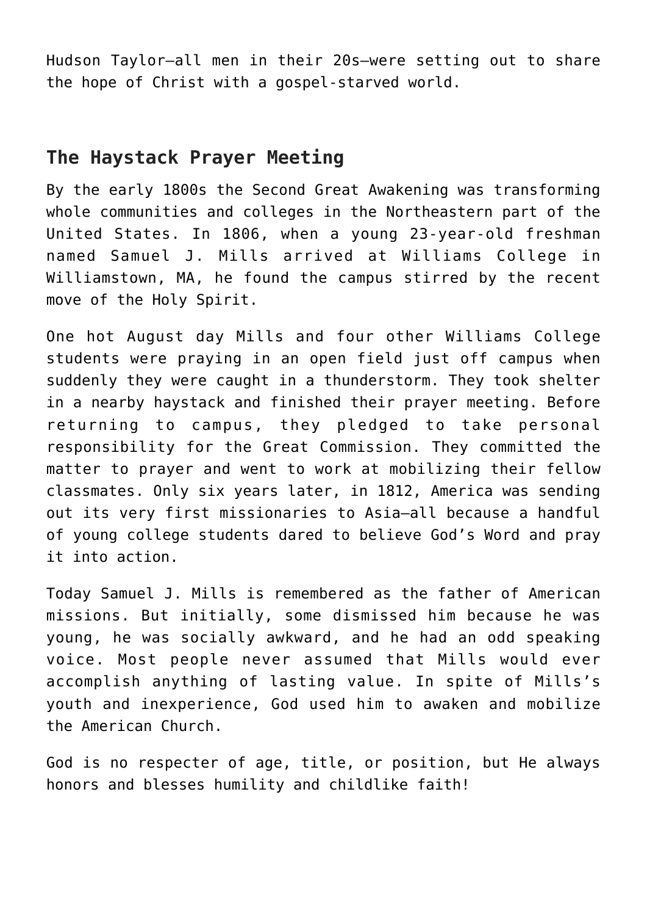Hudson Taylor—all men in their 20s—were setting out to share the hope of Christ with a gospel-starved world.

## The Haystack Prayer Meeting

By the early 1800s the Second Great Awakening was transforming whole communities and colleges in the Northeastern part of the United States. In 1806, when a young 23-year-old freshman named Samuel J. Mills arrived at Williams College in Williamstown, MA, he found the campus stirred by the recent move of the Holy Spirit.

One hot August day Mills and four other Williams College students were praying in an open field just off campus when suddenly they were caught in a thunderstorm. They took shelter in a nearby haystack and finished their prayer meeting. Before returning to campus, they pledged to take personal responsibility for the Great Commission. They committed the matter to prayer and went to work at mobilizing their fellow classmates. Only six years later, in 1812, America was sending out its very first missionaries to Asia—all because a handful of young college students dared to believe God's Word and pray it into action.

Today Samuel J. Mills is remembered as the father of American missions. But initially, some dismissed him because he was young, he was socially awkward, and he had an odd speaking voice. Most people never assumed that Mills would ever accomplish anything of lasting value. In spite of Mills's youth and inexperience, God used him to awaken and mobilize the American Church.

God is no respecter of age, title, or position, but He always honors and blesses humility and childlike faith!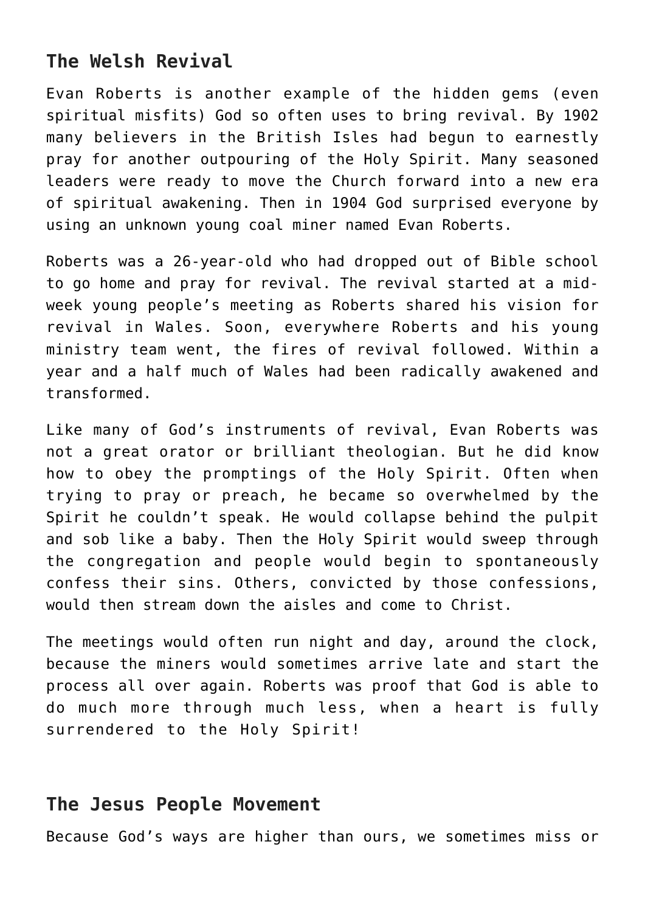## The Welsh Revival

Evan Roberts is another example of the hidden gems (even spiritual misfits) God so often uses to bring revival. By 1902 many believers in the British Isles had begun to earnestly pray for another outpouring of the Holy Spirit. Many seasoned leaders were ready to move the Church forward into a new era of spiritual awakening. Then in 1904 God surprised everyone by using an unknown young coal miner named Evan Roberts.

Roberts was a 26-year-old who had dropped out of Bible school to go home and pray for revival. The revival started at a mid-week young people's meeting as Roberts shared his vision for revival in Wales. Soon, everywhere Roberts and his young ministry team went, the fires of revival followed. Within a year and a half much of Wales had been radically awakened and transformed.

Like many of God's instruments of revival, Evan Roberts was not a great orator or brilliant theologian. But he did know how to obey the promptings of the Holy Spirit. Often when trying to pray or preach, he became so overwhelmed by the Spirit he couldn't speak. He would collapse behind the pulpit and sob like a baby. Then the Holy Spirit would sweep through the congregation and people would begin to spontaneously confess their sins. Others, convicted by those confessions, would then stream down the aisles and come to Christ.

The meetings would often run night and day, around the clock, because the miners would sometimes arrive late and start the process all over again. Roberts was proof that God is able to do much more through much less, when a heart is fully surrendered to the Holy Spirit!

## The Jesus People Movement

Because God's ways are higher than ours, we sometimes miss or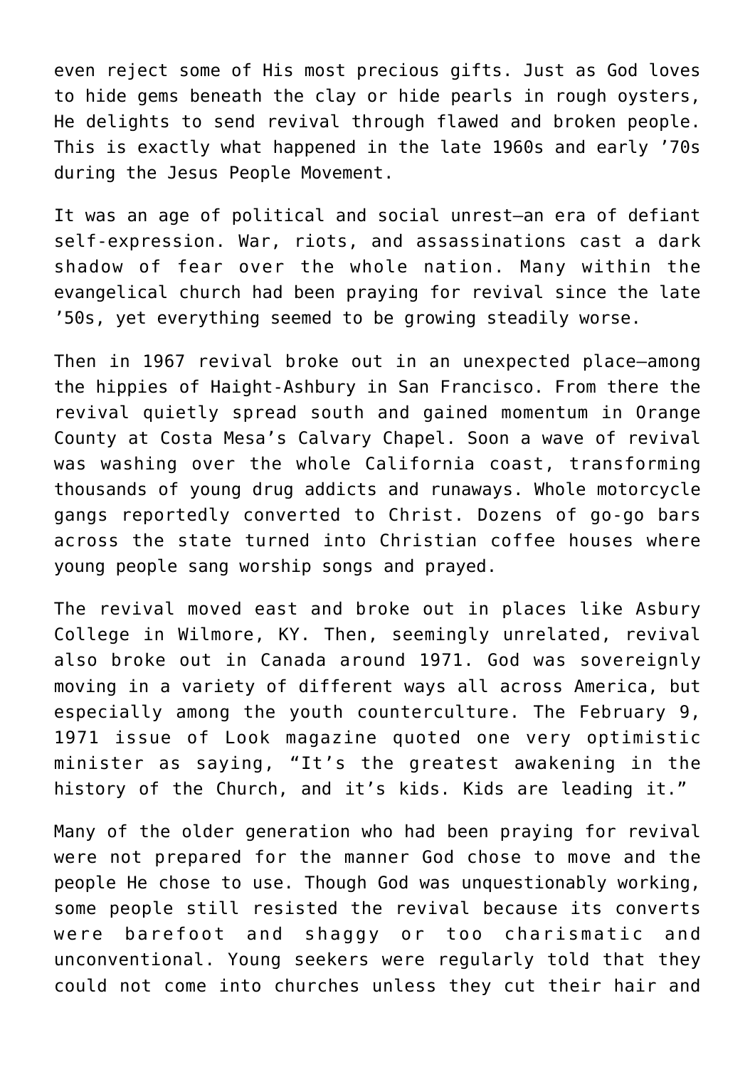even reject some of His most precious gifts. Just as God loves to hide gems beneath the clay or hide pearls in rough oysters, He delights to send revival through flawed and broken people. This is exactly what happened in the late 1960s and early ’70s during the Jesus People Movement.

It was an age of political and social unrest—an era of defiant self-expression. War, riots, and assassinations cast a dark shadow of fear over the whole nation. Many within the evangelical church had been praying for revival since the late ’50s, yet everything seemed to be growing steadily worse.

Then in 1967 revival broke out in an unexpected place—among the hippies of Haight-Ashbury in San Francisco. From there the revival quietly spread south and gained momentum in Orange County at Costa Mesa’s Calvary Chapel. Soon a wave of revival was washing over the whole California coast, transforming thousands of young drug addicts and runaways. Whole motorcycle gangs reportedly converted to Christ. Dozens of go-go bars across the state turned into Christian coffee houses where young people sang worship songs and prayed.

The revival moved east and broke out in places like Asbury College in Wilmore, KY. Then, seemingly unrelated, revival also broke out in Canada around 1971. God was sovereignly moving in a variety of different ways all across America, but especially among the youth counterculture. The February 9, 1971 issue of Look magazine quoted one very optimistic minister as saying, “It’s the greatest awakening in the history of the Church, and it’s kids. Kids are leading it.”

Many of the older generation who had been praying for revival were not prepared for the manner God chose to move and the people He chose to use. Though God was unquestionably working, some people still resisted the revival because its converts were barefoot and shaggy or too charismatic and unconventional. Young seekers were regularly told that they could not come into churches unless they cut their hair and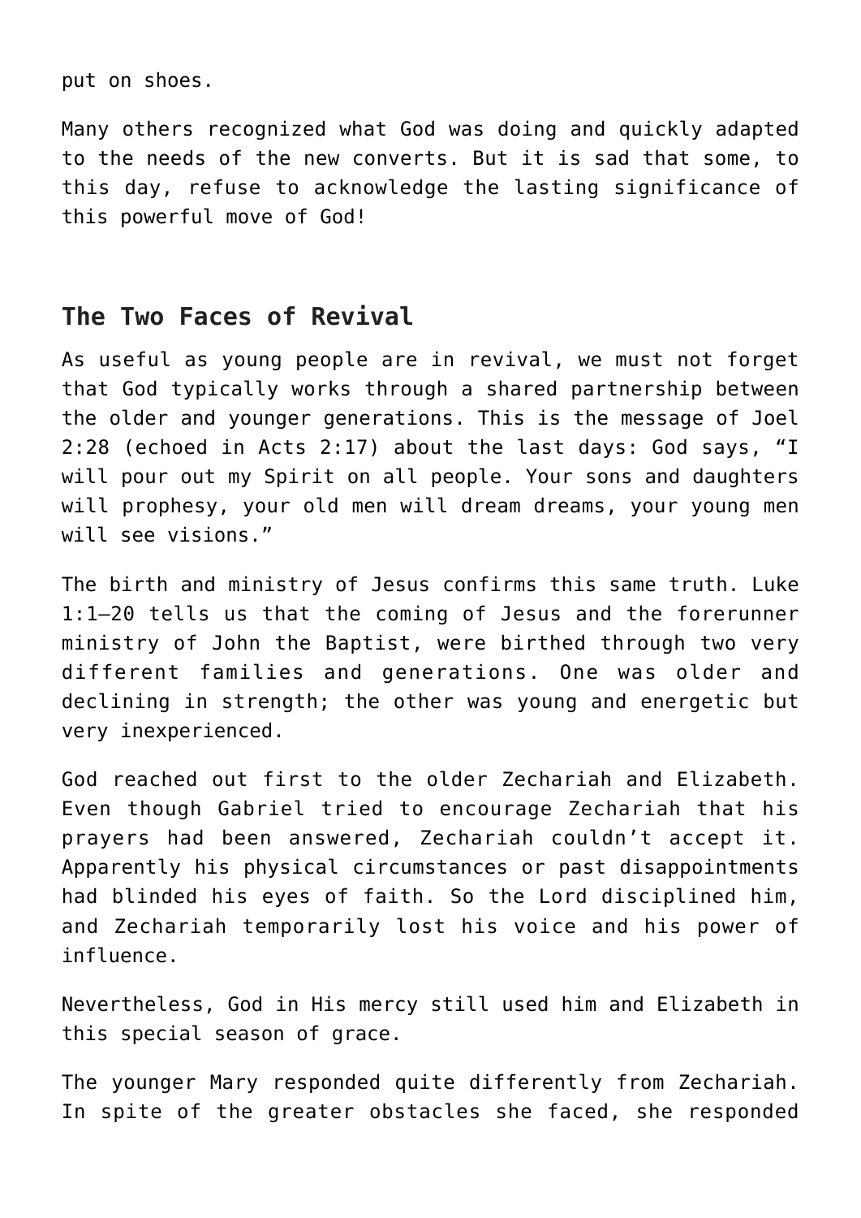put on shoes.

Many others recognized what God was doing and quickly adapted to the needs of the new converts. But it is sad that some, to this day, refuse to acknowledge the lasting significance of this powerful move of God!

## The Two Faces of Revival

As useful as young people are in revival, we must not forget that God typically works through a shared partnership between the older and younger generations. This is the message of Joel 2:28 (echoed in Acts 2:17) about the last days: God says, "I will pour out my Spirit on all people. Your sons and daughters will prophesy, your old men will dream dreams, your young men will see visions."

The birth and ministry of Jesus confirms this same truth. Luke 1:1–20 tells us that the coming of Jesus and the forerunner ministry of John the Baptist, were birthed through two very different families and generations. One was older and declining in strength; the other was young and energetic but very inexperienced.

God reached out first to the older Zechariah and Elizabeth. Even though Gabriel tried to encourage Zechariah that his prayers had been answered, Zechariah couldn't accept it. Apparently his physical circumstances or past disappointments had blinded his eyes of faith. So the Lord disciplined him, and Zechariah temporarily lost his voice and his power of influence.

Nevertheless, God in His mercy still used him and Elizabeth in this special season of grace.

The younger Mary responded quite differently from Zechariah. In spite of the greater obstacles she faced, she responded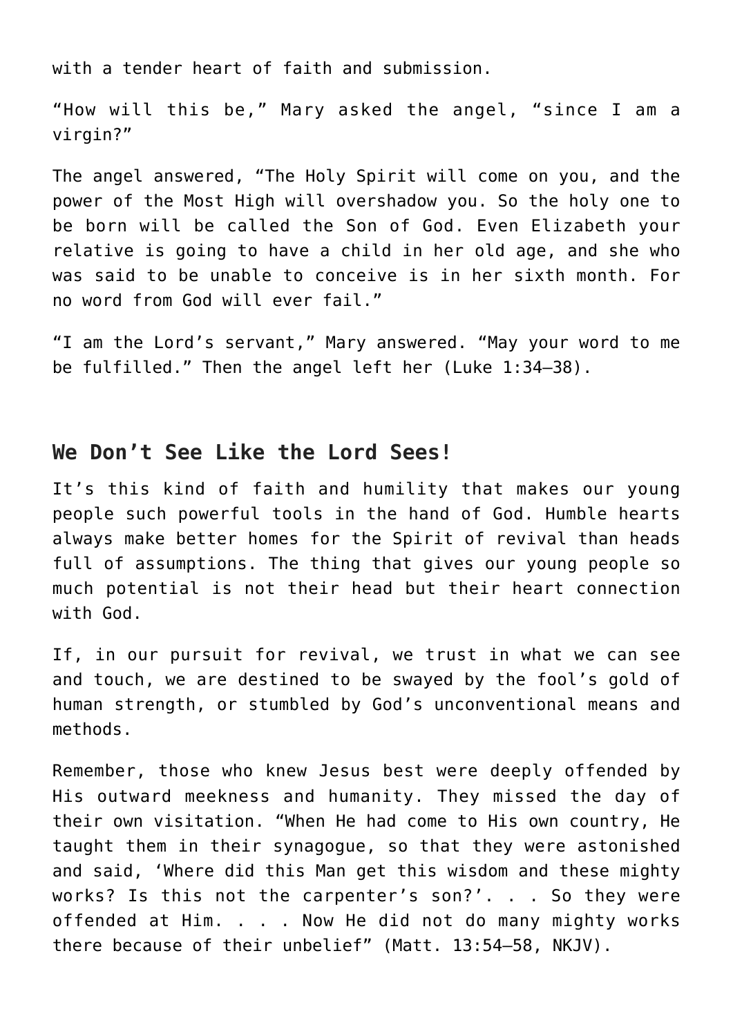with a tender heart of faith and submission.

"How will this be," Mary asked the angel, "since I am a virgin?"

The angel answered, "The Holy Spirit will come on you, and the power of the Most High will overshadow you. So the holy one to be born will be called the Son of God. Even Elizabeth your relative is going to have a child in her old age, and she who was said to be unable to conceive is in her sixth month. For no word from God will ever fail."

"I am the Lord's servant," Mary answered. "May your word to me be fulfilled." Then the angel left her (Luke 1:34–38).

## We Don't See Like the Lord Sees!

It's this kind of faith and humility that makes our young people such powerful tools in the hand of God. Humble hearts always make better homes for the Spirit of revival than heads full of assumptions. The thing that gives our young people so much potential is not their head but their heart connection with God.

If, in our pursuit for revival, we trust in what we can see and touch, we are destined to be swayed by the fool's gold of human strength, or stumbled by God's unconventional means and methods.

Remember, those who knew Jesus best were deeply offended by His outward meekness and humanity. They missed the day of their own visitation. "When He had come to His own country, He taught them in their synagogue, so that they were astonished and said, 'Where did this Man get this wisdom and these mighty works? Is this not the carpenter's son?'. . . So they were offended at Him. . . . Now He did not do many mighty works there because of their unbelief" (Matt. 13:54–58, NKJV).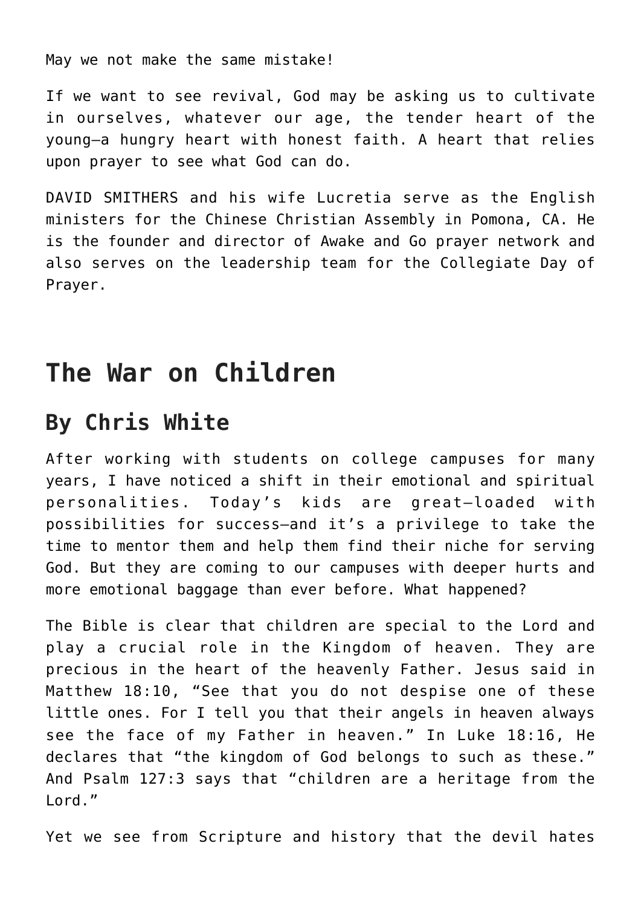May we not make the same mistake!

If we want to see revival, God may be asking us to cultivate in ourselves, whatever our age, the tender heart of the young—a hungry heart with honest faith. A heart that relies upon prayer to see what God can do.

DAVID SMITHERS and his wife Lucretia serve as the English ministers for the Chinese Christian Assembly in Pomona, CA. He is the founder and director of Awake and Go prayer network and also serves on the leadership team for the Collegiate Day of Prayer.

# The War on Children

## By Chris White

After working with students on college campuses for many years, I have noticed a shift in their emotional and spiritual personalities. Today's kids are great—loaded with possibilities for success—and it's a privilege to take the time to mentor them and help them find their niche for serving God. But they are coming to our campuses with deeper hurts and more emotional baggage than ever before. What happened?

The Bible is clear that children are special to the Lord and play a crucial role in the Kingdom of heaven. They are precious in the heart of the heavenly Father. Jesus said in Matthew 18:10, "See that you do not despise one of these little ones. For I tell you that their angels in heaven always see the face of my Father in heaven." In Luke 18:16, He declares that "the kingdom of God belongs to such as these." And Psalm 127:3 says that "children are a heritage from the Lord."

Yet we see from Scripture and history that the devil hates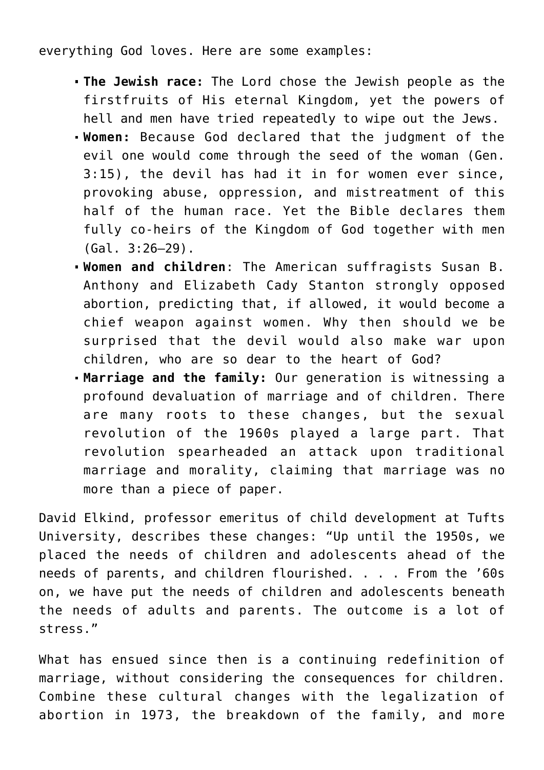everything God loves. Here are some examples:

- **The Jewish race:** The Lord chose the Jewish people as the firstfruits of His eternal Kingdom, yet the powers of hell and men have tried repeatedly to wipe out the Jews.
- **Women:** Because God declared that the judgment of the evil one would come through the seed of the woman (Gen. 3:15), the devil has had it in for women ever since, provoking abuse, oppression, and mistreatment of this half of the human race. Yet the Bible declares them fully co-heirs of the Kingdom of God together with men (Gal. 3:26–29).
- **Women and children**: The American suffragists Susan B. Anthony and Elizabeth Cady Stanton strongly opposed abortion, predicting that, if allowed, it would become a chief weapon against women. Why then should we be surprised that the devil would also make war upon children, who are so dear to the heart of God?
- **Marriage and the family:** Our generation is witnessing a profound devaluation of marriage and of children. There are many roots to these changes, but the sexual revolution of the 1960s played a large part. That revolution spearheaded an attack upon traditional marriage and morality, claiming that marriage was no more than a piece of paper.

David Elkind, professor emeritus of child development at Tufts University, describes these changes: “Up until the 1950s, we placed the needs of children and adolescents ahead of the needs of parents, and children flourished. . . . From the ’60s on, we have put the needs of children and adolescents beneath the needs of adults and parents. The outcome is a lot of stress.”

What has ensued since then is a continuing redefinition of marriage, without considering the consequences for children. Combine these cultural changes with the legalization of abortion in 1973, the breakdown of the family, and more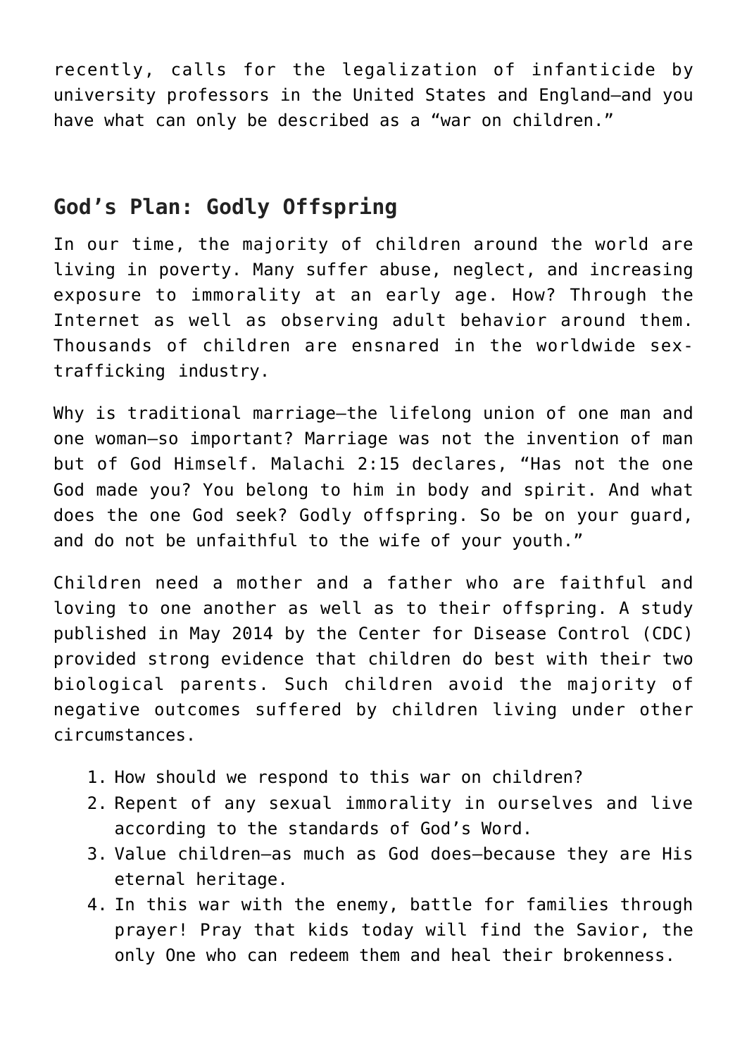recently, calls for the legalization of infanticide by university professors in the United States and England—and you have what can only be described as a "war on children."

## God's Plan: Godly Offspring

In our time, the majority of children around the world are living in poverty. Many suffer abuse, neglect, and increasing exposure to immorality at an early age. How? Through the Internet as well as observing adult behavior around them. Thousands of children are ensnared in the worldwide sex-trafficking industry.

Why is traditional marriage—the lifelong union of one man and one woman—so important? Marriage was not the invention of man but of God Himself. Malachi 2:15 declares, "Has not the one God made you? You belong to him in body and spirit. And what does the one God seek? Godly offspring. So be on your guard, and do not be unfaithful to the wife of your youth."

Children need a mother and a father who are faithful and loving to one another as well as to their offspring. A study published in May 2014 by the Center for Disease Control (CDC) provided strong evidence that children do best with their two biological parents. Such children avoid the majority of negative outcomes suffered by children living under other circumstances.

1. How should we respond to this war on children?
2. Repent of any sexual immorality in ourselves and live according to the standards of God's Word.
3. Value children—as much as God does—because they are His eternal heritage.
4. In this war with the enemy, battle for families through prayer! Pray that kids today will find the Savior, the only One who can redeem them and heal their brokenness.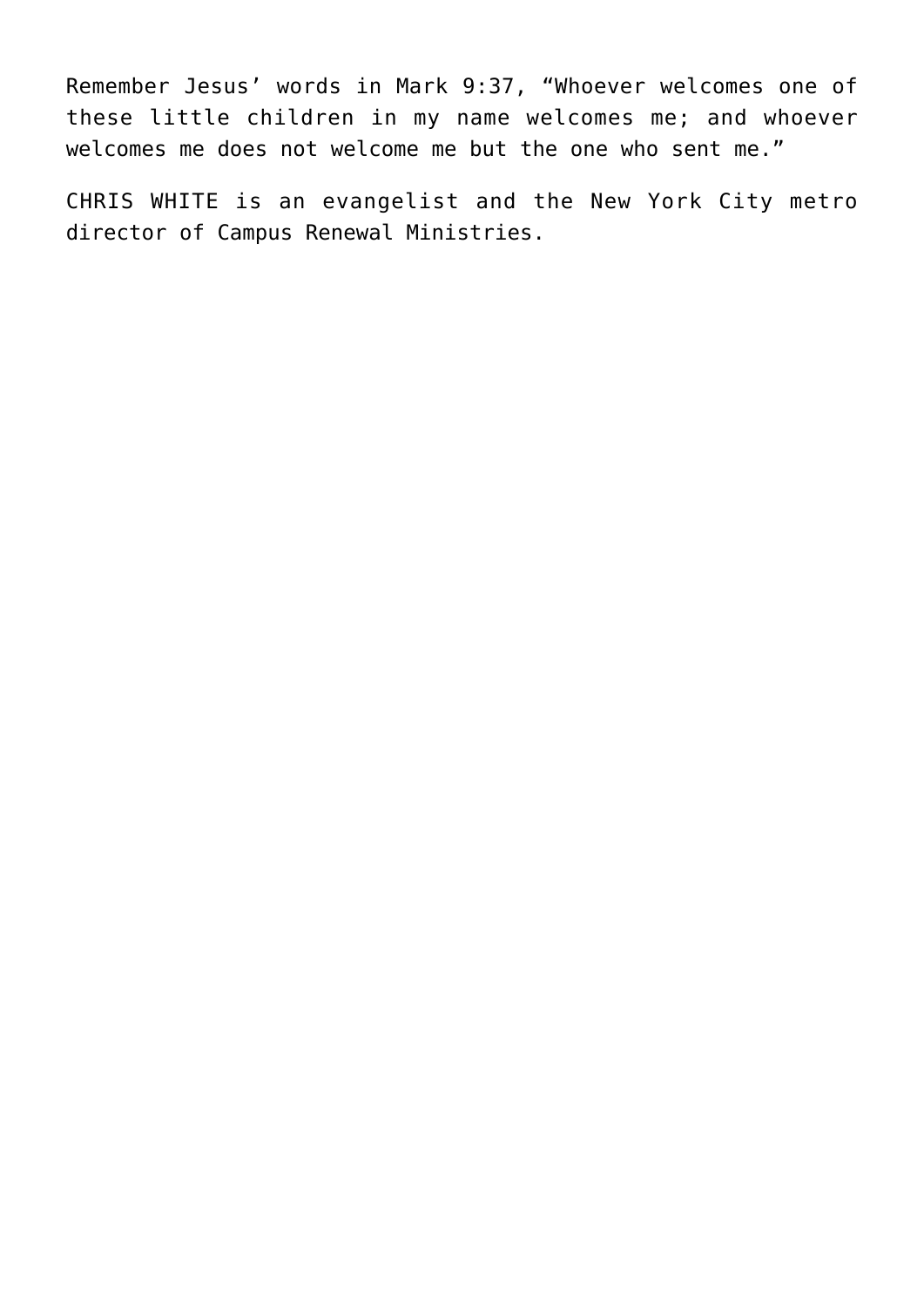Remember Jesus' words in Mark 9:37, "Whoever welcomes one of these little children in my name welcomes me; and whoever welcomes me does not welcome me but the one who sent me."

CHRIS WHITE is an evangelist and the New York City metro director of Campus Renewal Ministries.